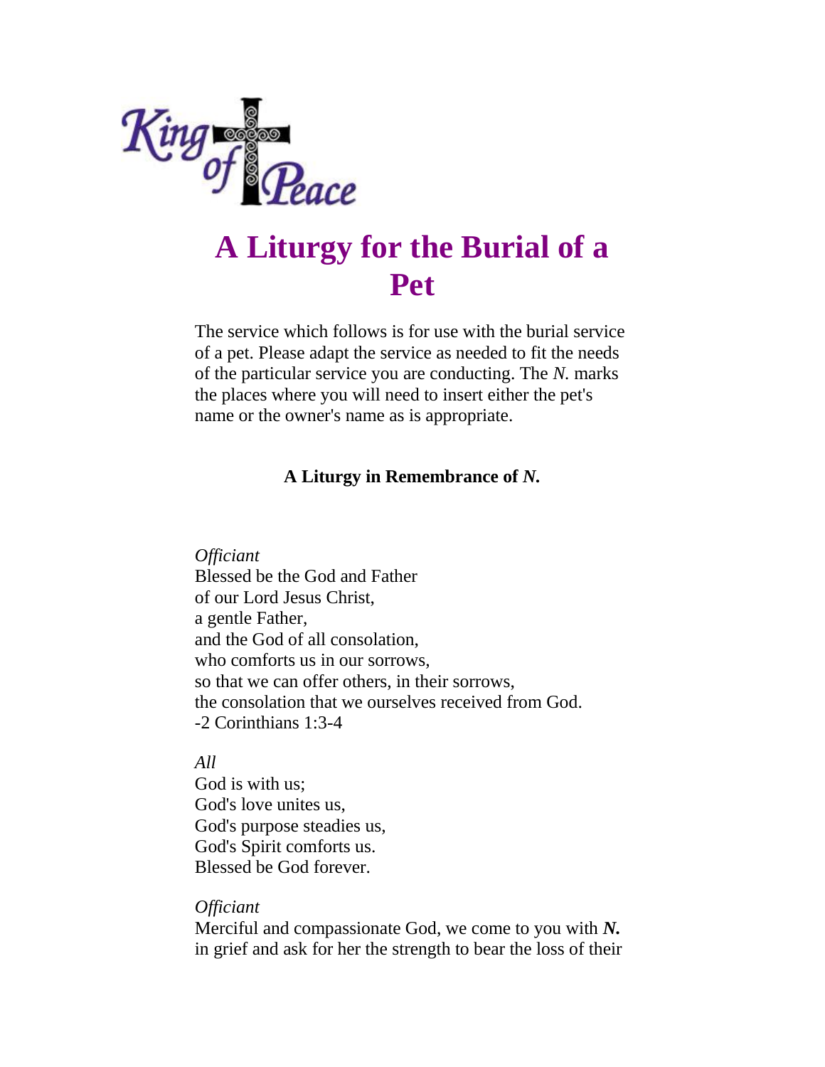King of Peace

# A Liturgy for the Burial of a Pet

The service which follows is for use with the burial service of a pet. Please adapt the service as needed to fit the needs of the particular service you are conducting. The *N.* marks the places where you will need to insert either the pet's name or the owner's name as is appropriate.

### A Liturgy in Remembrance of *N.*

*Officiant*
Blessed be the God and Father
of our Lord Jesus Christ,
a gentle Father,
and the God of all consolation,
who comforts us in our sorrows,
so that we can offer others, in their sorrows,
the consolation that we ourselves received from God.
-2 Corinthians 1:3-4

*All*
God is with us;
God's love unites us,
God's purpose steadies us,
God's Spirit comforts us.
Blessed be God forever.

*Officiant*
Merciful and compassionate God, we come to you with ***N.*** in grief and ask for her the strength to bear the loss of their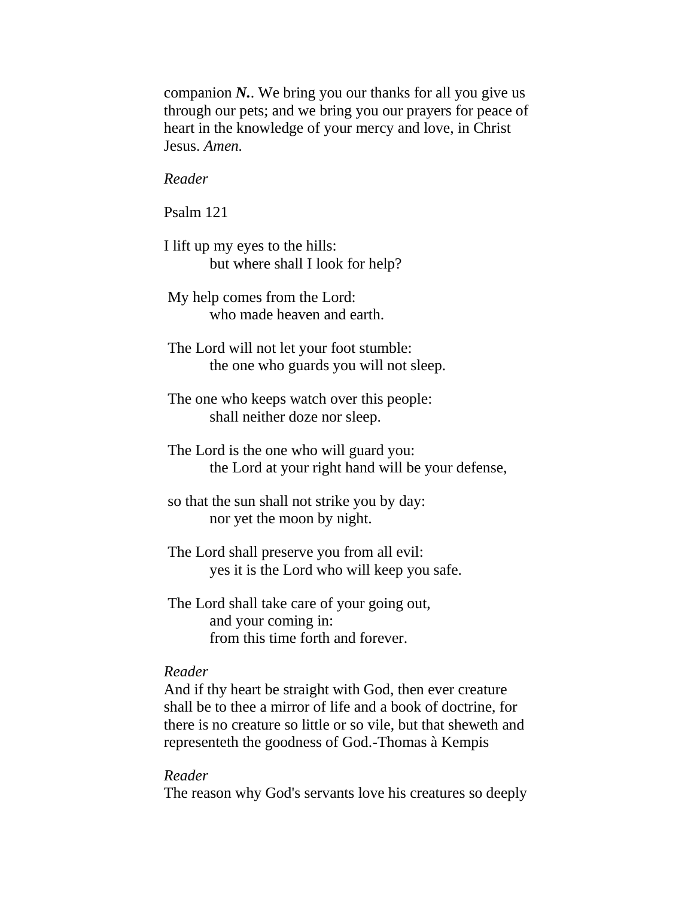companion ***N.***. We bring you our thanks for all you give us through our pets; and we bring you our prayers for peace of heart in the knowledge of your mercy and love, in Christ Jesus. *Amen.*

*Reader*

Psalm 121

I lift up my eyes to the hills:
    but where shall I look for help?

My help comes from the Lord:
    who made heaven and earth.

The Lord will not let your foot stumble:
    the one who guards you will not sleep.

The one who keeps watch over this people:
    shall neither doze nor sleep.

The Lord is the one who will guard you:
    the Lord at your right hand will be your defense,

so that the sun shall not strike you by day:
    nor yet the moon by night.

The Lord shall preserve you from all evil:
    yes it is the Lord who will keep you safe.

The Lord shall take care of your going out,
    and your coming in:
    from this time forth and forever.

*Reader*
And if thy heart be straight with God, then ever creature shall be to thee a mirror of life and a book of doctrine, for there is no creature so little or so vile, but that sheweth and representeth the goodness of God.-Thomas à Kempis

*Reader*
The reason why God's servants love his creatures so deeply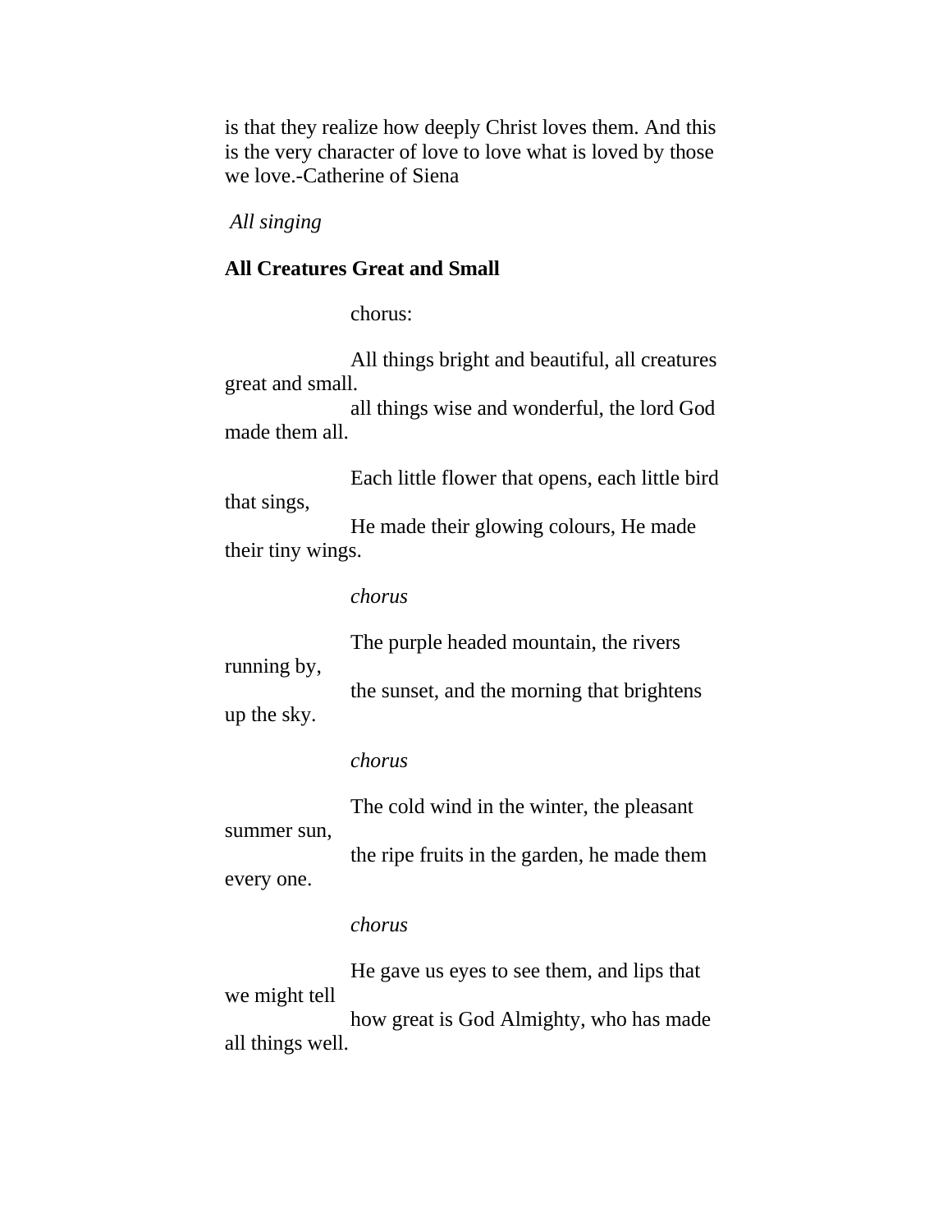is that they realize how deeply Christ loves them. And this is the very character of love to love what is loved by those we love.-Catherine of Siena

*All singing*

**All Creatures Great and Small**

chorus:

All things bright and beautiful, all creatures great and small.
all things wise and wonderful, the lord God made them all.

Each little flower that opens, each little bird that sings,
He made their glowing colours, He made their tiny wings.

*chorus*

The purple headed mountain, the rivers running by,
the sunset, and the morning that brightens up the sky.

*chorus*

The cold wind in the winter, the pleasant summer sun,
the ripe fruits in the garden, he made them every one.

*chorus*

He gave us eyes to see them, and lips that we might tell
how great is God Almighty, who has made all things well.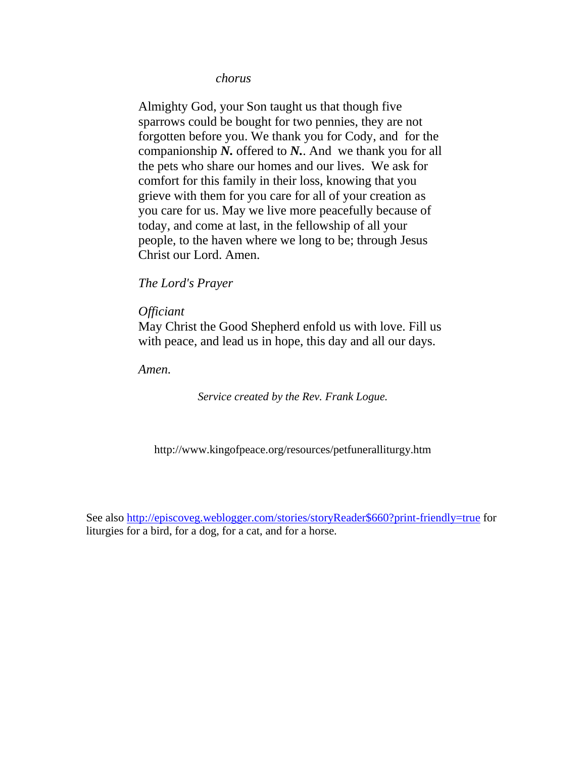*chorus*

Almighty God, your Son taught us that though five sparrows could be bought for two pennies, they are not forgotten before you. We thank you for Cody, and for the companionship ***N.*** offered to ***N.***. And we thank you for all the pets who share our homes and our lives. We ask for comfort for this family in their loss, knowing that you grieve with them for you care for all of your creation as you care for us. May we live more peacefully because of today, and come at last, in the fellowship of all your people, to the haven where we long to be; through Jesus Christ our Lord. Amen.

*The Lord's Prayer*

*Officiant*
May Christ the Good Shepherd enfold us with love. Fill us with peace, and lead us in hope, this day and all our days.

*Amen.*

*Service created by the Rev. Frank Logue.*

http://www.kingofpeace.org/resources/petfuneralliturgy.htm

See also [http://episcoveg.weblogger.com/stories/storyReader$660?print-friendly=true](http://episcoveg.weblogger.com/stories/storyReader$660?print-friendly=true) for liturgies for a bird, for a dog, for a cat, and for a horse.